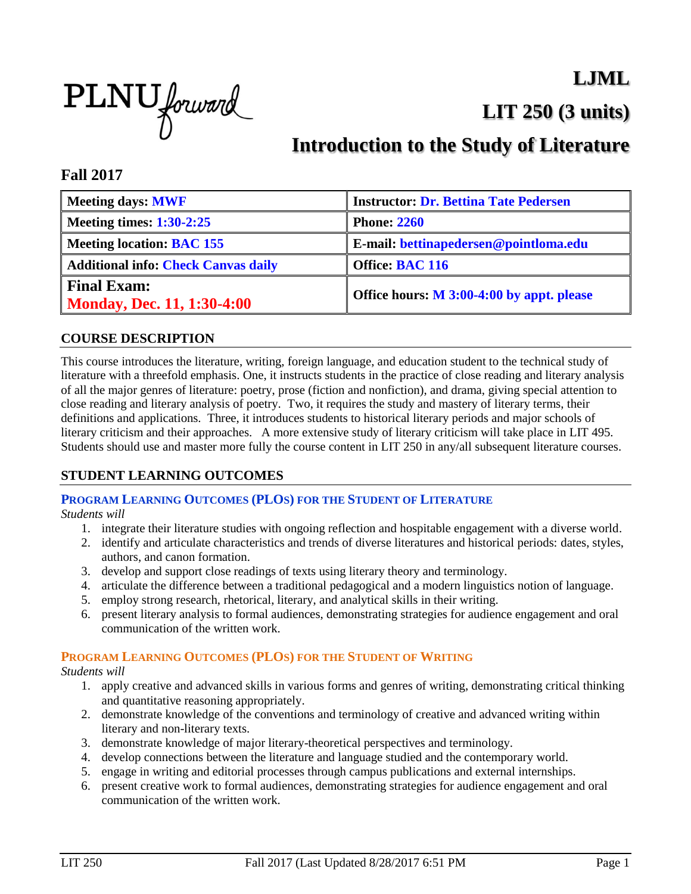PLNU forward

# LJML

# LIT 250 (3 units)

# Introduction to the Study of Literature

## Fall 2017

| Meeting days: MWF | Instructor: Dr. Bettina Tate Pedersen |
|---|---|
| Meeting times: 1:30-2:25 | Phone: 2260 |
| Meeting location: BAC 155 | E-mail: bettinapedersen@pointloma.edu |
| Additional info: Check Canvas daily | Office: BAC 116 |
| Final Exam: Monday, Dec. 11, 1:30-4:00 | Office hours: M 3:00-4:00 by appt. please |

## COURSE DESCRIPTION

This course introduces the literature, writing, foreign language, and education student to the technical study of literature with a threefold emphasis. One, it instructs students in the practice of close reading and literary analysis of all the major genres of literature: poetry, prose (fiction and nonfiction), and drama, giving special attention to close reading and literary analysis of poetry. Two, it requires the study and mastery of literary terms, their definitions and applications. Three, it introduces students to historical literary periods and major schools of literary criticism and their approaches. A more extensive study of literary criticism will take place in LIT 495. Students should use and master more fully the course content in LIT 250 in any/all subsequent literature courses.

## STUDENT LEARNING OUTCOMES

### PROGRAM LEARNING OUTCOMES (PLOS) FOR THE STUDENT OF LITERATURE

*Students will*

1. integrate their literature studies with ongoing reflection and hospitable engagement with a diverse world.
2. identify and articulate characteristics and trends of diverse literatures and historical periods: dates, styles, authors, and canon formation.
3. develop and support close readings of texts using literary theory and terminology.
4. articulate the difference between a traditional pedagogical and a modern linguistics notion of language.
5. employ strong research, rhetorical, literary, and analytical skills in their writing.
6. present literary analysis to formal audiences, demonstrating strategies for audience engagement and oral communication of the written work.

### PROGRAM LEARNING OUTCOMES (PLOS) FOR THE STUDENT OF WRITING

*Students will*

1. apply creative and advanced skills in various forms and genres of writing, demonstrating critical thinking and quantitative reasoning appropriately.
2. demonstrate knowledge of the conventions and terminology of creative and advanced writing within literary and non-literary texts.
3. demonstrate knowledge of major literary-theoretical perspectives and terminology.
4. develop connections between the literature and language studied and the contemporary world.
5. engage in writing and editorial processes through campus publications and external internships.
6. present creative work to formal audiences, demonstrating strategies for audience engagement and oral communication of the written work.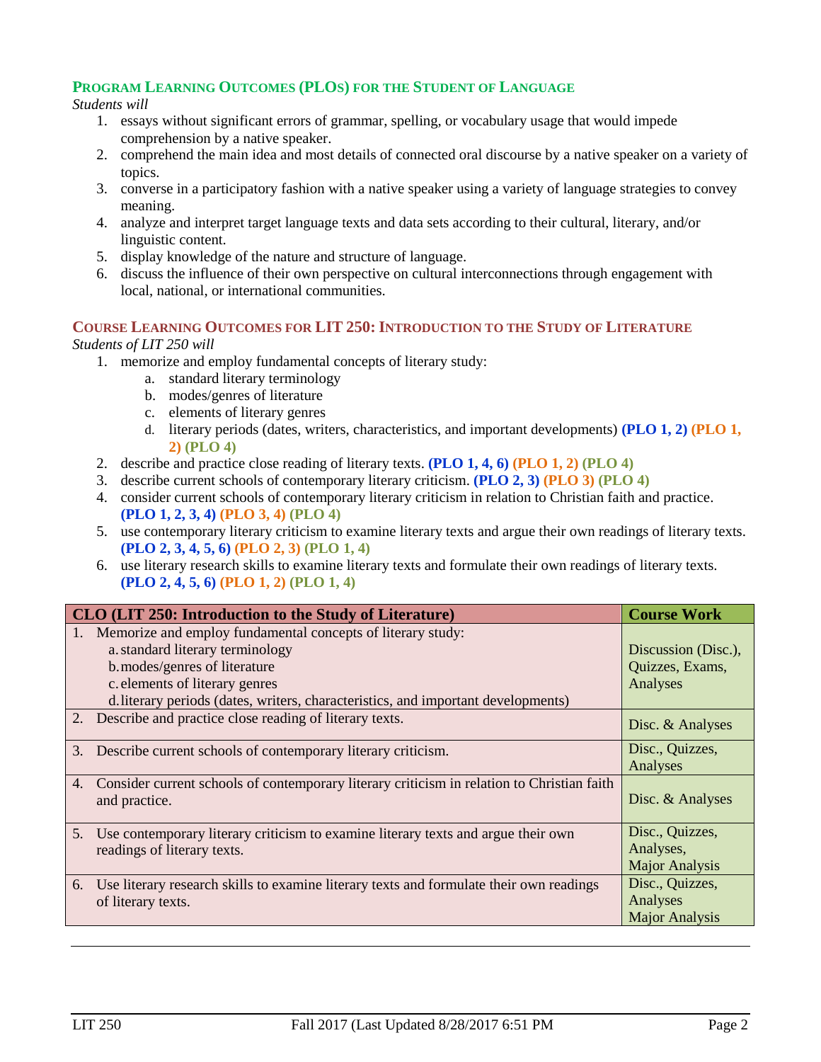## Program Learning Outcomes (PLOs) for the Student of Language

*Students will*

1. essays without significant errors of grammar, spelling, or vocabulary usage that would impede comprehension by a native speaker.
2. comprehend the main idea and most details of connected oral discourse by a native speaker on a variety of topics.
3. converse in a participatory fashion with a native speaker using a variety of language strategies to convey meaning.
4. analyze and interpret target language texts and data sets according to their cultural, literary, and/or linguistic content.
5. display knowledge of the nature and structure of language.
6. discuss the influence of their own perspective on cultural interconnections through engagement with local, national, or international communities.

## Course Learning Outcomes for LIT 250: Introduction to the Study of Literature

*Students of LIT 250 will*

1. memorize and employ fundamental concepts of literary study:
   a. standard literary terminology
   b. modes/genres of literature
   c. elements of literary genres
   d. literary periods (dates, writers, characteristics, and important developments) **(PLO 1, 2) (PLO 1, 2) (PLO 4)**
2. describe and practice close reading of literary texts. **(PLO 1, 4, 6) (PLO 1, 2) (PLO 4)**
3. describe current schools of contemporary literary criticism. **(PLO 2, 3) (PLO 3) (PLO 4)**
4. consider current schools of contemporary literary criticism in relation to Christian faith and practice. **(PLO 1, 2, 3, 4) (PLO 3, 4) (PLO 4)**
5. use contemporary literary criticism to examine literary texts and argue their own readings of literary texts. **(PLO 2, 3, 4, 5, 6) (PLO 2, 3) (PLO 1, 4)**
6. use literary research skills to examine literary texts and formulate their own readings of literary texts. **(PLO 2, 4, 5, 6) (PLO 1, 2) (PLO 1, 4)**

| CLO (LIT 250: Introduction to the Study of Literature) | Course Work |
|---|---|
| 1. Memorize and employ fundamental concepts of literary study:<br>a. standard literary terminology<br>b. modes/genres of literature<br>c. elements of literary genres<br>d. literary periods (dates, writers, characteristics, and important developments) | Discussion (Disc.), Quizzes, Exams, Analyses |
| 2. Describe and practice close reading of literary texts. | Disc. & Analyses |
| 3. Describe current schools of contemporary literary criticism. | Disc., Quizzes, Analyses |
| 4. Consider current schools of contemporary literary criticism in relation to Christian faith and practice. | Disc. & Analyses |
| 5. Use contemporary literary criticism to examine literary texts and argue their own readings of literary texts. | Disc., Quizzes, Analyses, Major Analysis |
| 6. Use literary research skills to examine literary texts and formulate their own readings of literary texts. | Disc., Quizzes, Analyses Major Analysis |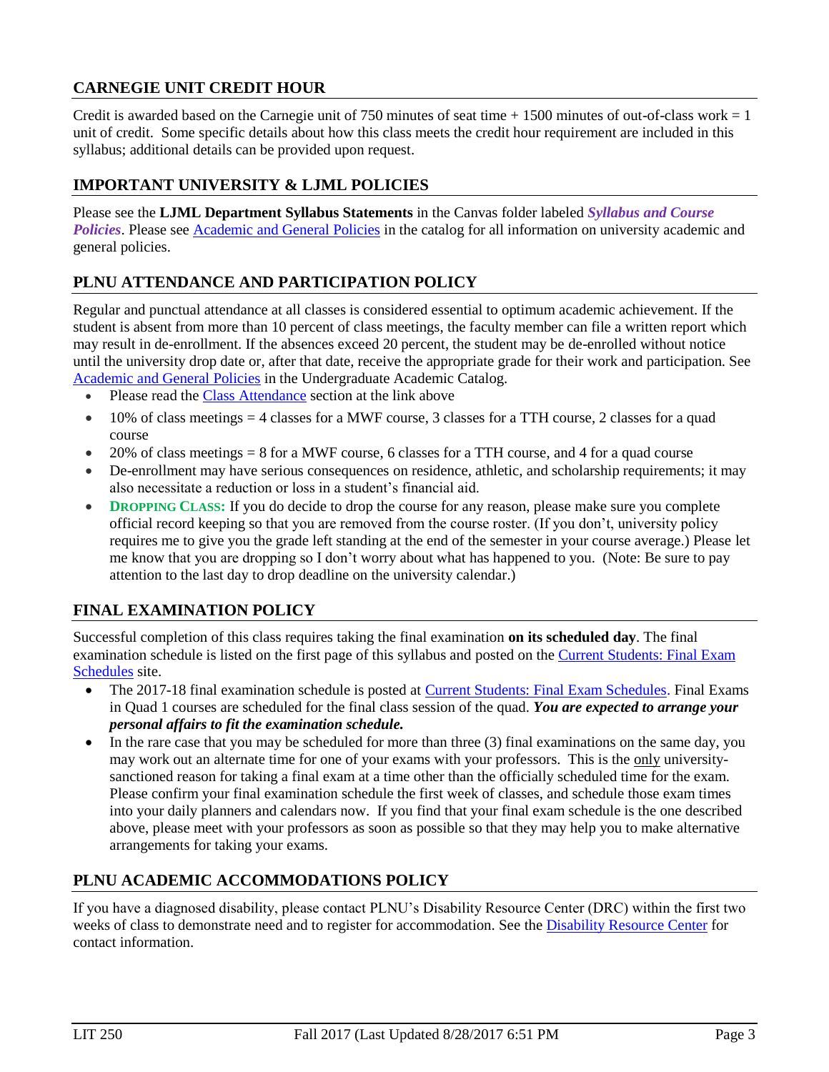## CARNEGIE UNIT CREDIT HOUR

Credit is awarded based on the Carnegie unit of 750 minutes of seat time + 1500 minutes of out-of-class work = 1 unit of credit. Some specific details about how this class meets the credit hour requirement are included in this syllabus; additional details can be provided upon request.

## IMPORTANT UNIVERSITY & LJML POLICIES

Please see the **LJML Department Syllabus Statements** in the Canvas folder labeled ***Syllabus and Course Policies***. Please see Academic and General Policies in the catalog for all information on university academic and general policies.

## PLNU ATTENDANCE AND PARTICIPATION POLICY

Regular and punctual attendance at all classes is considered essential to optimum academic achievement. If the student is absent from more than 10 percent of class meetings, the faculty member can file a written report which may result in de-enrollment. If the absences exceed 20 percent, the student may be de-enrolled without notice until the university drop date or, after that date, receive the appropriate grade for their work and participation. See Academic and General Policies in the Undergraduate Academic Catalog.

- Please read the Class Attendance section at the link above
- 10% of class meetings = 4 classes for a MWF course, 3 classes for a TTH course, 2 classes for a quad course
- 20% of class meetings = 8 for a MWF course, 6 classes for a TTH course, and 4 for a quad course
- De-enrollment may have serious consequences on residence, athletic, and scholarship requirements; it may also necessitate a reduction or loss in a student's financial aid.
- **DROPPING CLASS:** If you do decide to drop the course for any reason, please make sure you complete official record keeping so that you are removed from the course roster. (If you don't, university policy requires me to give you the grade left standing at the end of the semester in your course average.) Please let me know that you are dropping so I don't worry about what has happened to you. (Note: Be sure to pay attention to the last day to drop deadline on the university calendar.)

## FINAL EXAMINATION POLICY

Successful completion of this class requires taking the final examination **on its scheduled day**. The final examination schedule is listed on the first page of this syllabus and posted on the Current Students: Final Exam Schedules site.

- The 2017-18 final examination schedule is posted at Current Students: Final Exam Schedules. Final Exams in Quad 1 courses are scheduled for the final class session of the quad. ***You are expected to arrange your personal affairs to fit the examination schedule.***
- In the rare case that you may be scheduled for more than three (3) final examinations on the same day, you may work out an alternate time for one of your exams with your professors. This is the only university-sanctioned reason for taking a final exam at a time other than the officially scheduled time for the exam. Please confirm your final examination schedule the first week of classes, and schedule those exam times into your daily planners and calendars now. If you find that your final exam schedule is the one described above, please meet with your professors as soon as possible so that they may help you to make alternative arrangements for taking your exams.

## PLNU ACADEMIC ACCOMMODATIONS POLICY

If you have a diagnosed disability, please contact PLNU's Disability Resource Center (DRC) within the first two weeks of class to demonstrate need and to register for accommodation. See the Disability Resource Center for contact information.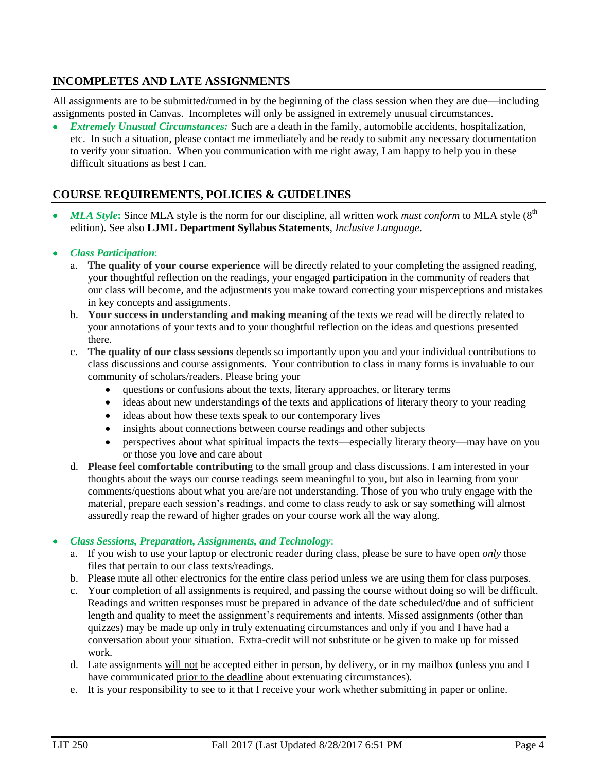## INCOMPLETES AND LATE ASSIGNMENTS

All assignments are to be submitted/turned in by the beginning of the class session when they are due—including assignments posted in Canvas. Incompletes will only be assigned in extremely unusual circumstances.

- ***Extremely Unusual Circumstances:*** Such are a death in the family, automobile accidents, hospitalization, etc. In such a situation, please contact me immediately and be ready to submit any necessary documentation to verify your situation. When you communication with me right away, I am happy to help you in these difficult situations as best I can.

## COURSE REQUIREMENTS, POLICIES & GUIDELINES

- ***MLA Style*:** Since MLA style is the norm for our discipline, all written work *must conform* to MLA style (8th edition). See also **LJML Department Syllabus Statements**, *Inclusive Language.*

- ***Class Participation***:
  a. **The quality of your course experience** will be directly related to your completing the assigned reading, your thoughtful reflection on the readings, your engaged participation in the community of readers that our class will become, and the adjustments you make toward correcting your misperceptions and mistakes in key concepts and assignments.
  b. **Your success in understanding and making meaning** of the texts we read will be directly related to your annotations of your texts and to your thoughtful reflection on the ideas and questions presented there.
  c. **The quality of our class sessions** depends so importantly upon you and your individual contributions to class discussions and course assignments. Your contribution to class in many forms is invaluable to our community of scholars/readers. Please bring your
     - questions or confusions about the texts, literary approaches, or literary terms
     - ideas about new understandings of the texts and applications of literary theory to your reading
     - ideas about how these texts speak to our contemporary lives
     - insights about connections between course readings and other subjects
     - perspectives about what spiritual impacts the texts—especially literary theory—may have on you or those you love and care about
  d. **Please feel comfortable contributing** to the small group and class discussions. I am interested in your thoughts about the ways our course readings seem meaningful to you, but also in learning from your comments/questions about what you are/are not understanding. Those of you who truly engage with the material, prepare each session's readings, and come to class ready to ask or say something will almost assuredly reap the reward of higher grades on your course work all the way along.

- ***Class Sessions, Preparation, Assignments, and Technology***:
  a. If you wish to use your laptop or electronic reader during class, please be sure to have open *only* those files that pertain to our class texts/readings.
  b. Please mute all other electronics for the entire class period unless we are using them for class purposes.
  c. Your completion of all assignments is required, and passing the course without doing so will be difficult. Readings and written responses must be prepared in advance of the date scheduled/due and of sufficient length and quality to meet the assignment's requirements and intents. Missed assignments (other than quizzes) may be made up only in truly extenuating circumstances and only if you and I have had a conversation about your situation. Extra-credit will not substitute or be given to make up for missed work.
  d. Late assignments will not be accepted either in person, by delivery, or in my mailbox (unless you and I have communicated prior to the deadline about extenuating circumstances).
  e. It is your responsibility to see to it that I receive your work whether submitting in paper or online.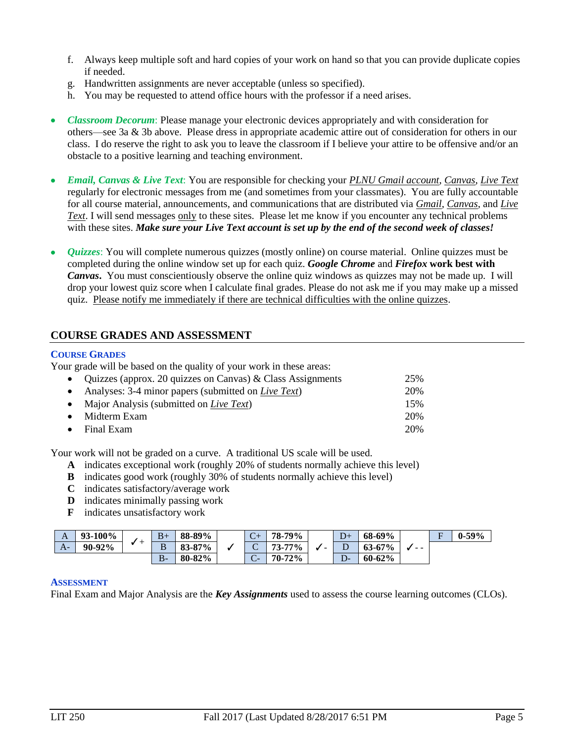f. Always keep multiple soft and hard copies of your work on hand so that you can provide duplicate copies if needed.
g. Handwritten assignments are never acceptable (unless so specified).
h. You may be requested to attend office hours with the professor if a need arises.

- ***Classroom Decorum***: Please manage your electronic devices appropriately and with consideration for others—see 3a & 3b above. Please dress in appropriate academic attire out of consideration for others in our class. I do reserve the right to ask you to leave the classroom if I believe your attire to be offensive and/or an obstacle to a positive learning and teaching environment.

- ***Email, Canvas & Live Text***: You are responsible for checking your *PLNU Gmail account*, *Canvas*, *Live Text* regularly for electronic messages from me (and sometimes from your classmates). You are fully accountable for all course material, announcements, and communications that are distributed via *Gmail*, *Canvas*, and *Live Text*. I will send messages only to these sites. Please let me know if you encounter any technical problems with these sites. ***Make sure your Live Text account is set up by the end of the second week of classes!***

- ***Quizzes***: You will complete numerous quizzes (mostly online) on course material. Online quizzes must be completed during the online window set up for each quiz. ***Google Chrome*** and ***Firefox* work best with *Canvas*.** You must conscientiously observe the online quiz windows as quizzes may not be made up. I will drop your lowest quiz score when I calculate final grades. Please do not ask me if you may make up a missed quiz. Please notify me immediately if there are technical difficulties with the online quizzes.

## COURSE GRADES AND ASSESSMENT

### COURSE GRADES

Your grade will be based on the quality of your work in these areas:

- Quizzes (approx. 20 quizzes on Canvas) & Class Assignments — 25%
- Analyses: 3-4 minor papers (submitted on *Live Text*) — 20%
- Major Analysis (submitted on *Live Text*) — 15%
- Midterm Exam — 20%
- Final Exam — 20%

Your work will not be graded on a curve. A traditional US scale will be used.

**A** indicates exceptional work (roughly 20% of students normally achieve this level)
**B** indicates good work (roughly 30% of students normally achieve this level)
**C** indicates satisfactory/average work
**D** indicates minimally passing work
**F** indicates unsatisfactory work

| | | | | | | | | | | | | | |
|---|---|---|---|---|---|---|---|---|---|---|---|---|---|
| A | **93-100%** | ✓+ | B+ | **88-89%** | | C+ | **78-79%** | | D+ | **68-69%** | | F | **0-59%** |
| A- | **90-92%** | | B | **83-87%** | ✓ | C | **73-77%** | ✓- | D | **63-67%** | ✓- - | | |
| | | | B- | **80-82%** | | C- | **70-72%** | | D- | **60-62%** | | | |

### ASSESSMENT

Final Exam and Major Analysis are the ***Key Assignments*** used to assess the course learning outcomes (CLOs).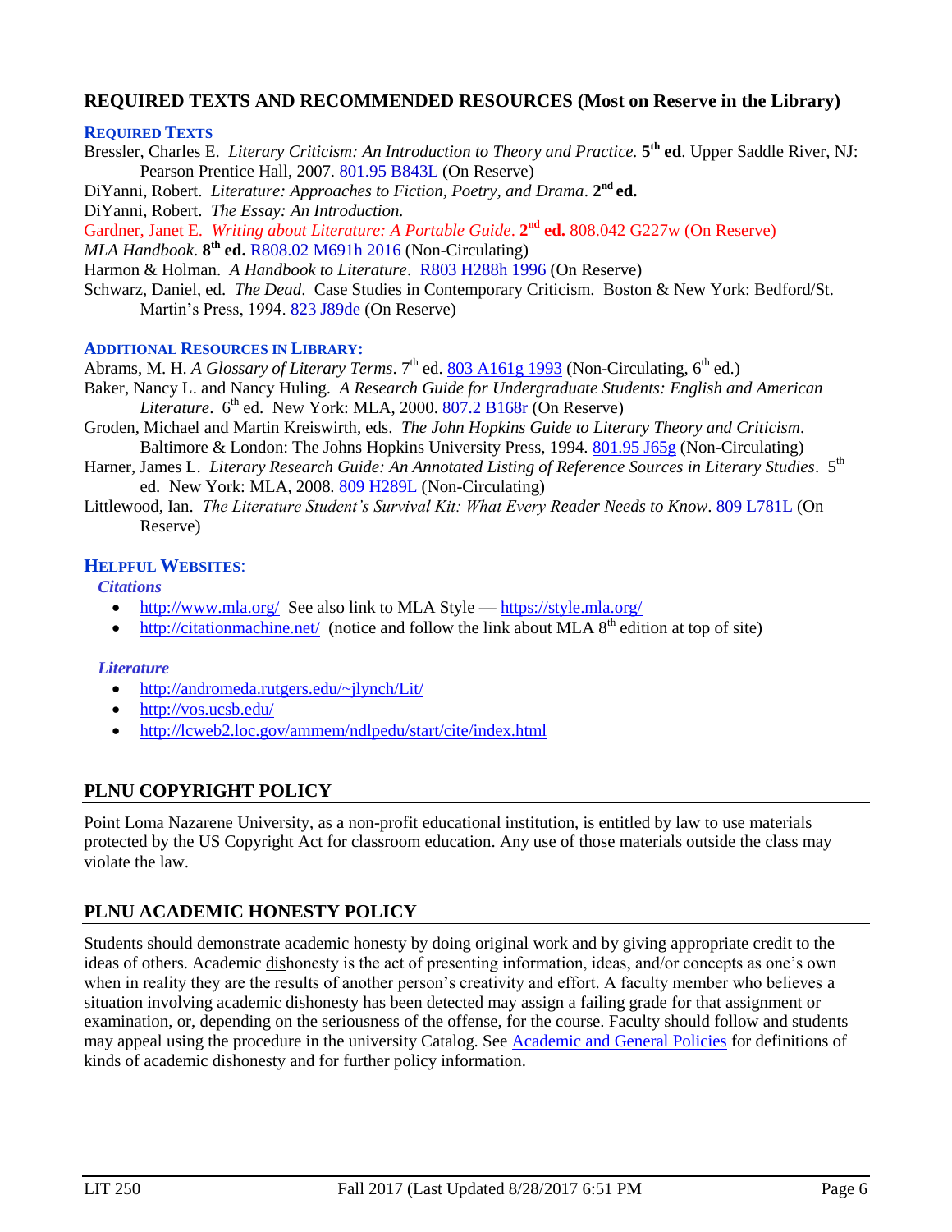## REQUIRED TEXTS AND RECOMMENDED RESOURCES (Most on Reserve in the Library)

### REQUIRED TEXTS

Bressler, Charles E. *Literary Criticism: An Introduction to Theory and Practice.* **5th ed**. Upper Saddle River, NJ: Pearson Prentice Hall, 2007. 801.95 B843L (On Reserve)

DiYanni, Robert. *Literature: Approaches to Fiction, Poetry, and Drama*. **2nd ed.**

DiYanni, Robert. *The Essay: An Introduction.*

Gardner, Janet E. *Writing about Literature: A Portable Guide*. **2nd ed.** 808.042 G227w (On Reserve)

*MLA Handbook*. **8th ed.** R808.02 M691h 2016 (Non-Circulating)

Harmon & Holman. *A Handbook to Literature*. R803 H288h 1996 (On Reserve)

Schwarz, Daniel, ed. *The Dead*. Case Studies in Contemporary Criticism. Boston & New York: Bedford/St. Martin's Press, 1994. 823 J89de (On Reserve)

### ADDITIONAL RESOURCES IN LIBRARY:

Abrams, M. H. *A Glossary of Literary Terms*. 7th ed. 803 A161g 1993 (Non-Circulating, 6th ed.)

Baker, Nancy L. and Nancy Huling. *A Research Guide for Undergraduate Students: English and American Literature*. 6th ed. New York: MLA, 2000. 807.2 B168r (On Reserve)

Groden, Michael and Martin Kreiswirth, eds. *The John Hopkins Guide to Literary Theory and Criticism*. Baltimore & London: The Johns Hopkins University Press, 1994. 801.95 J65g (Non-Circulating)

Harner, James L. *Literary Research Guide: An Annotated Listing of Reference Sources in Literary Studies*. 5th ed. New York: MLA, 2008. 809 H289L (Non-Circulating)

Littlewood, Ian. *The Literature Student's Survival Kit: What Every Reader Needs to Know*. 809 L781L (On Reserve)

### HELPFUL WEBSITES:

***Citations***

- http://www.mla.org/ See also link to MLA Style — https://style.mla.org/
- http://citationmachine.net/ (notice and follow the link about MLA 8th edition at top of site)

***Literature***

- http://andromeda.rutgers.edu/~jlynch/Lit/
- http://vos.ucsb.edu/
- http://lcweb2.loc.gov/ammem/ndlpedu/start/cite/index.html

## PLNU COPYRIGHT POLICY

Point Loma Nazarene University, as a non-profit educational institution, is entitled by law to use materials protected by the US Copyright Act for classroom education. Any use of those materials outside the class may violate the law.

## PLNU ACADEMIC HONESTY POLICY

Students should demonstrate academic honesty by doing original work and by giving appropriate credit to the ideas of others. Academic dishonesty is the act of presenting information, ideas, and/or concepts as one's own when in reality they are the results of another person's creativity and effort. A faculty member who believes a situation involving academic dishonesty has been detected may assign a failing grade for that assignment or examination, or, depending on the seriousness of the offense, for the course. Faculty should follow and students may appeal using the procedure in the university Catalog. See Academic and General Policies for definitions of kinds of academic dishonesty and for further policy information.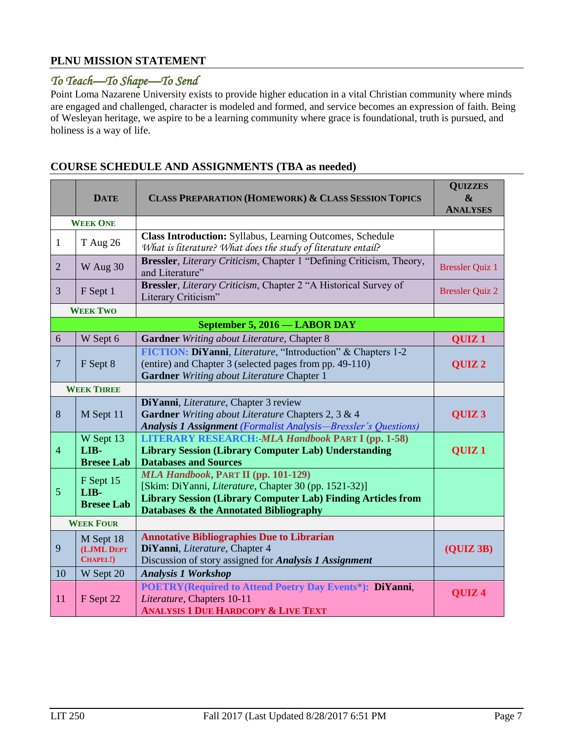## PLNU MISSION STATEMENT

### *To Teach—To Shape—To Send*

Point Loma Nazarene University exists to provide higher education in a vital Christian community where minds are engaged and challenged, character is modeled and formed, and service becomes an expression of faith. Being of Wesleyan heritage, we aspire to be a learning community where grace is foundational, truth is pursued, and holiness is a way of life.

## COURSE SCHEDULE AND ASSIGNMENTS (TBA as needed)

| | **Date** | **Class Preparation (Homework) & Class Session Topics** | **Quizzes & Analyses** |
|---|---|---|---|
| **Week One** | | | |
| 1 | T Aug 26 | **Class Introduction:** Syllabus, Learning Outcomes, Schedule *What is literature? What does the study of literature entail?* | |
| 2 | W Aug 30 | **Bressler**, *Literary Criticism*, Chapter 1 "Defining Criticism, Theory, and Literature" | Bressler Quiz 1 |
| 3 | F Sept 1 | **Bressler**, *Literary Criticism*, Chapter 2 "A Historical Survey of Literary Criticism" | Bressler Quiz 2 |
| **Week Two** | | | |
| | | **September 5, 2016 — LABOR DAY** | |
| 6 | W Sept 6 | **Gardner** *Writing about Literature*, Chapter 8 | **QUIZ 1** |
| 7 | F Sept 8 | **FICTION: DiYanni**, *Literature*, "Introduction" & Chapters 1-2 (entire) and Chapter 3 (selected pages from pp. 49-110) **Gardner** *Writing about Literature* Chapter 1 | **QUIZ 2** |
| **Week Three** | | | |
| 8 | M Sept 11 | **DiYanni**, *Literature*, Chapter 3 review **Gardner** *Writing about Literature* Chapters 2, 3 & 4 ***Analysis 1 Assignment*** *(Formalist Analysis—Bressler's Questions)* | **QUIZ 3** |
| 4 | W Sept 13 **LIB-Bresee Lab** | **LITERARY RESEARCH:-*MLA Handbook* Part I (pp. 1-58)** **Library Session (Library Computer Lab) Understanding Databases and Sources** | **QUIZ 1** |
| 5 | F Sept 15 **LIB-Bresee Lab** | ***MLA Handbook*, Part II (pp. 101-129)** [Skim: DiYanni, *Literature*, Chapter 30 (pp. 1521-32)] **Library Session (Library Computer Lab) Finding Articles from Databases & the Annotated Bibliography** | |
| **Week Four** | | | |
| 9 | M Sept 18 **(LJML Dept Chapel!)** | **Annotative Bibliographies Due to Librarian** **DiYanni**, *Literature*, Chapter 4 Discussion of story assigned for ***Analysis 1 Assignment*** | **(QUIZ 3B)** |
| 10 | W Sept 20 | ***Analysis 1 Workshop*** | |
| 11 | F Sept 22 | **POETRY(Required to Attend Poetry Day Events\*): DiYanni**, *Literature*, Chapters 10-11 **Analysis 1 Due Hardcopy & Live Text** | **QUIZ 4** |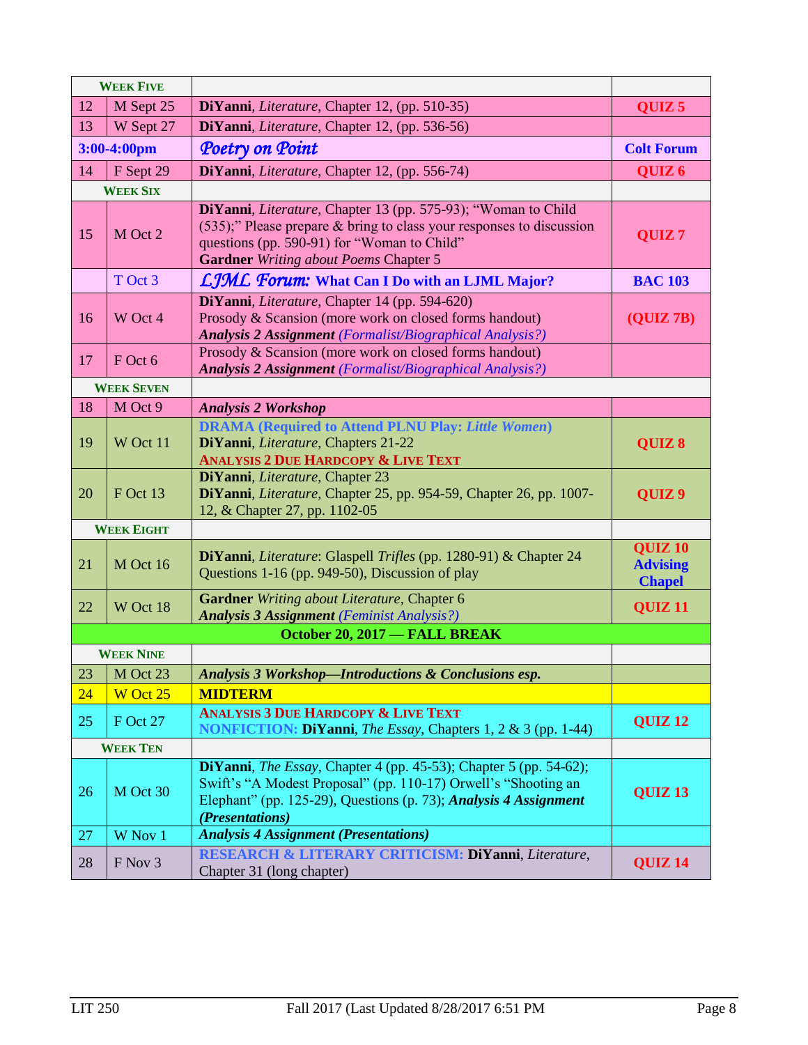| | | | |
|---|---|---|---|
| **WEEK FIVE** | | | |
| 12 | M Sept 25 | **DiYanni**, *Literature*, Chapter 12, (pp. 510-35) | **QUIZ 5** |
| 13 | W Sept 27 | **DiYanni**, *Literature*, Chapter 12, (pp. 536-56) | |
| **3:00-4:00pm** | | ***Poetry on Point*** | **Colt Forum** |
| 14 | F Sept 29 | **DiYanni**, *Literature*, Chapter 12, (pp. 556-74) | **QUIZ 6** |
| **WEEK SIX** | | | |
| 15 | M Oct 2 | **DiYanni**, *Literature*, Chapter 13 (pp. 575-93); "Woman to Child (535);" Please prepare & bring to class your responses to discussion questions (pp. 590-91) for "Woman to Child" **Gardner** *Writing about Poems* Chapter 5 | **QUIZ 7** |
| | T Oct 3 | ***LJML Forum:*** **What Can I Do with an LJML Major?** | **BAC 103** |
| 16 | W Oct 4 | **DiYanni**, *Literature*, Chapter 14 (pp. 594-620) Prosody & Scansion (more work on closed forms handout) ***Analysis 2 Assignment*** *(Formalist/Biographical Analysis?)* | **(QUIZ 7B)** |
| 17 | F Oct 6 | Prosody & Scansion (more work on closed forms handout) ***Analysis 2 Assignment*** *(Formalist/Biographical Analysis?)* | |
| **WEEK SEVEN** | | | |
| 18 | M Oct 9 | ***Analysis 2 Workshop*** | |
| 19 | W Oct 11 | **DRAMA (Required to Attend PLNU Play: *Little Women*)** **DiYanni**, *Literature*, Chapters 21-22 **ANALYSIS 2 DUE HARDCOPY & LIVE TEXT** | **QUIZ 8** |
| 20 | F Oct 13 | **DiYanni**, *Literature*, Chapter 23 **DiYanni**, *Literature*, Chapter 25, pp. 954-59, Chapter 26, pp. 1007-12, & Chapter 27, pp. 1102-05 | **QUIZ 9** |
| **WEEK EIGHT** | | | |
| 21 | M Oct 16 | **DiYanni**, *Literature*: Glaspell *Trifles* (pp. 1280-91) & Chapter 24 Questions 1-16 (pp. 949-50), Discussion of play | **QUIZ 10** **Advising Chapel** |
| 22 | W Oct 18 | **Gardner** *Writing about Literature*, Chapter 6 ***Analysis 3 Assignment*** *(Feminist Analysis?)* | **QUIZ 11** |
| **October 20, 2017 — FALL BREAK** | | | |
| **WEEK NINE** | | | |
| 23 | M Oct 23 | ***Analysis 3 Workshop—Introductions & Conclusions esp.*** | |
| 24 | W Oct 25 | **MIDTERM** | |
| 25 | F Oct 27 | **ANALYSIS 3 DUE HARDCOPY & LIVE TEXT** **NONFICTION: DiYanni**, *The Essay*, Chapters 1, 2 & 3 (pp. 1-44) | **QUIZ 12** |
| **WEEK TEN** | | | |
| 26 | M Oct 30 | **DiYanni**, *The Essay*, Chapter 4 (pp. 45-53); Chapter 5 (pp. 54-62); Swift's "A Modest Proposal" (pp. 110-17) Orwell's "Shooting an Elephant" (pp. 125-29), Questions (p. 73); ***Analysis 4 Assignment (Presentations)*** | **QUIZ 13** |
| 27 | W Nov 1 | ***Analysis 4 Assignment (Presentations)*** | |
| 28 | F Nov 3 | **RESEARCH & LITERARY CRITICISM: DiYanni**, *Literature*, Chapter 31 (long chapter) | **QUIZ 14** |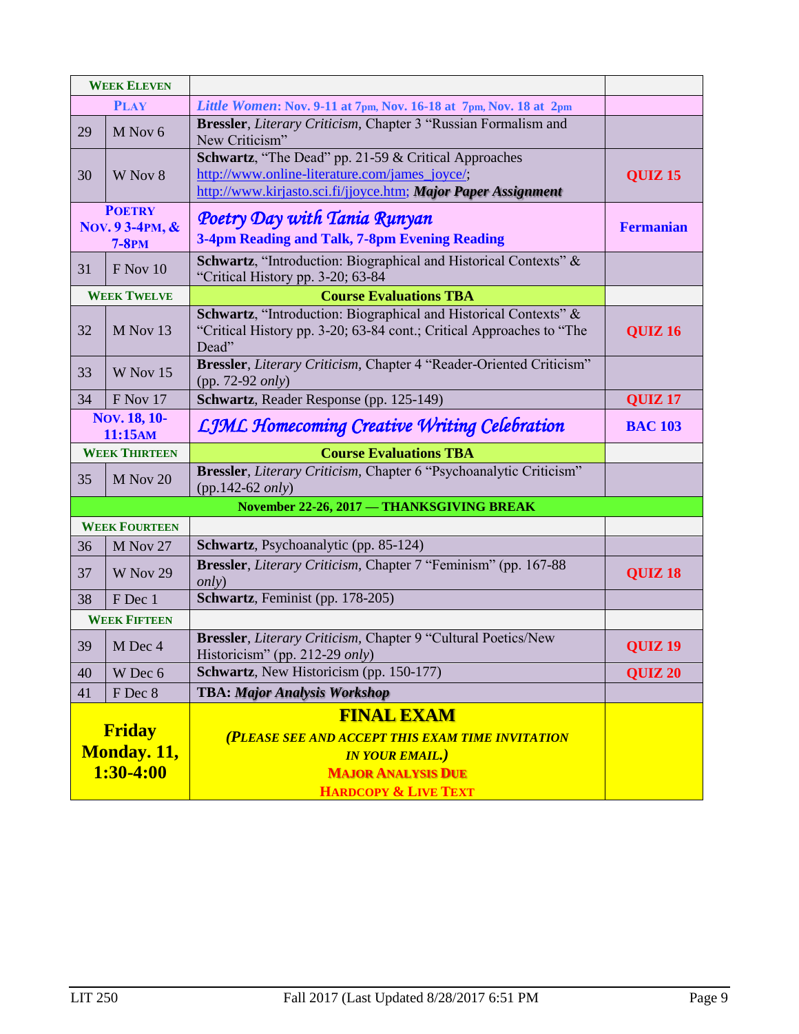| | | | |
|---|---|---|---|
| **WEEK ELEVEN** | | | |
| **PLAY** | | ***Little Women*: Nov. 9-11 at 7pm, Nov. 16-18 at 7pm, Nov. 18 at 2pm** | |
| 29 | M Nov 6 | **Bressler**, *Literary Criticism*, Chapter 3 "Russian Formalism and New Criticism" | |
| 30 | W Nov 8 | **Schwartz**, "The Dead" pp. 21-59 & Critical Approaches http://www.online-literature.com/james_joyce/; http://www.kirjasto.sci.fi/jjoyce.htm; ***Major Paper Assignment*** | **QUIZ 15** |
| **POETRY NOV. 9 3-4PM, & 7-8PM** | | ***Poetry Day with Tania Runyan*** **3-4pm Reading and Talk, 7-8pm Evening Reading** | **Fermanian** |
| 31 | F Nov 10 | **Schwartz**, "Introduction: Biographical and Historical Contexts" & "Critical History pp. 3-20; 63-84 | |
| **WEEK TWELVE** | | **Course Evaluations TBA** | |
| 32 | M Nov 13 | **Schwartz**, "Introduction: Biographical and Historical Contexts" & "Critical History pp. 3-20; 63-84 cont.; Critical Approaches to "The Dead" | **QUIZ 16** |
| 33 | W Nov 15 | **Bressler**, *Literary Criticism*, Chapter 4 "Reader-Oriented Criticism" (pp. 72-92 *only*) | |
| 34 | F Nov 17 | **Schwartz**, Reader Response (pp. 125-149) | **QUIZ 17** |
| **NOV. 18, 10-11:15AM** | | ***LJML Homecoming Creative Writing Celebration*** | **BAC 103** |
| **WEEK THIRTEEN** | | **Course Evaluations TBA** | |
| 35 | M Nov 20 | **Bressler**, *Literary Criticism*, Chapter 6 "Psychoanalytic Criticism" (pp.142-62 *only*) | |
| **November 22-26, 2017 — THANKSGIVING BREAK** | | | |
| **WEEK FOURTEEN** | | | |
| 36 | M Nov 27 | **Schwartz**, Psychoanalytic (pp. 85-124) | |
| 37 | W Nov 29 | **Bressler**, *Literary Criticism*, Chapter 7 "Feminism" (pp. 167-88 *only*) | **QUIZ 18** |
| 38 | F Dec 1 | **Schwartz**, Feminist (pp. 178-205) | |
| **WEEK FIFTEEN** | | | |
| 39 | M Dec 4 | **Bressler**, *Literary Criticism*, Chapter 9 "Cultural Poetics/New Historicism" (pp. 212-29 *only*) | **QUIZ 19** |
| 40 | W Dec 6 | **Schwartz**, New Historicism (pp. 150-177) | **QUIZ 20** |
| 41 | F Dec 8 | **TBA:** ***Major Analysis Workshop*** | |
| **Friday Monday. 11, 1:30-4:00** | | **FINAL EXAM** ***(PLEASE SEE AND ACCEPT THIS EXAM TIME INVITATION IN YOUR EMAIL.)*** **MAJOR ANALYSIS DUE** **HARDCOPY & LIVE TEXT** | |